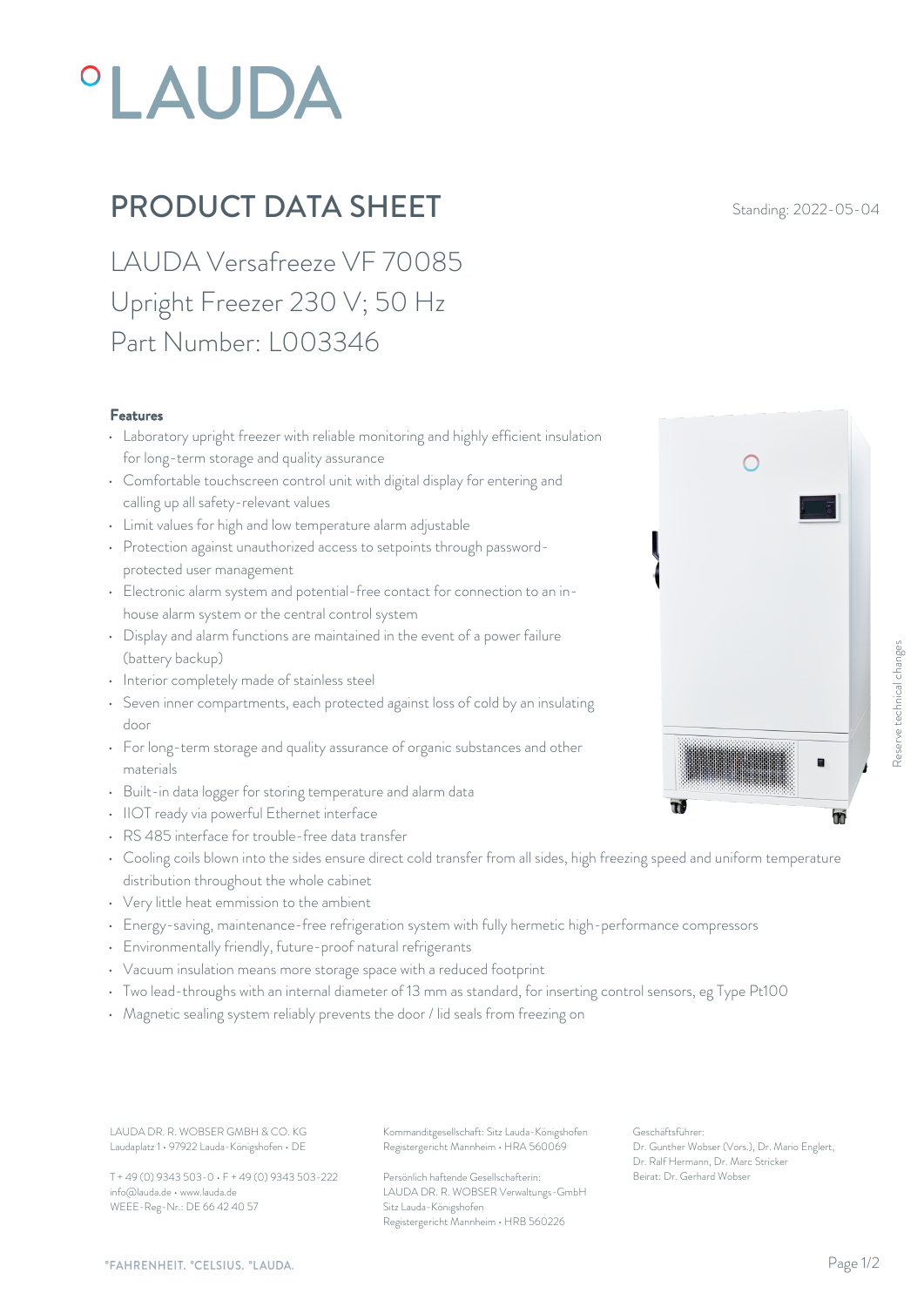# PRODUCT DATA SHEET

Standing: 2022-05-04

## LAUDA Versafreeze VF 70085
## Upright Freezer 230 V; 50 Hz
## Part Number: L003346

### Features

- Laboratory upright freezer with reliable monitoring and highly efficient insulation for long-term storage and quality assurance
- Comfortable touchscreen control unit with digital display for entering and calling up all safety-relevant values
- Limit values for high and low temperature alarm adjustable
- Protection against unauthorized access to setpoints through password-protected user management
- Electronic alarm system and potential-free contact for connection to an in-house alarm system or the central control system
- Display and alarm functions are maintained in the event of a power failure (battery backup)
- Interior completely made of stainless steel
- Seven inner compartments, each protected against loss of cold by an insulating door
- For long-term storage and quality assurance of organic substances and other materials
- Built-in data logger for storing temperature and alarm data
- IIOT ready via powerful Ethernet interface
- RS 485 interface for trouble-free data transfer
- Cooling coils blown into the sides ensure direct cold transfer from all sides, high freezing speed and uniform temperature distribution throughout the whole cabinet
- Very little heat emmission to the ambient
- Energy-saving, maintenance-free refrigeration system with fully hermetic high-performance compressors
- Environmentally friendly, future-proof natural refrigerants
- Vacuum insulation means more storage space with a reduced footprint
- Two lead-throughs with an internal diameter of 13 mm as standard, for inserting control sensors, eg Type Pt100
- Magnetic sealing system reliably prevents the door / lid seals from freezing on

Reserve technical changes

LAUDA DR. R. WOBSER GMBH & CO. KG
Laudaplatz 1 • 97922 Lauda-Königshofen • DE

T + 49 (0) 9343 503-0 • F + 49 (0) 9343 503-222
info@lauda.de • www.lauda.de
WEEE-Reg-Nr.: DE 66 42 40 57

Kommanditgesellschaft: Sitz Lauda-Königshofen
Registergericht Mannheim • HRA 560069

Persönlich haftende Gesellschafterin:
LAUDA DR. R. WOBSER Verwaltungs-GmbH
Sitz Lauda-Königshofen
Registergericht Mannheim • HRB 560226

Geschäftsführer:
Dr. Gunther Wobser (Vors.), Dr. Mario Englert, Dr. Ralf Hermann, Dr. Marc Stricker
Beirat: Dr. Gerhard Wobser

°FAHRENHEIT. °CELSIUS. °LAUDA.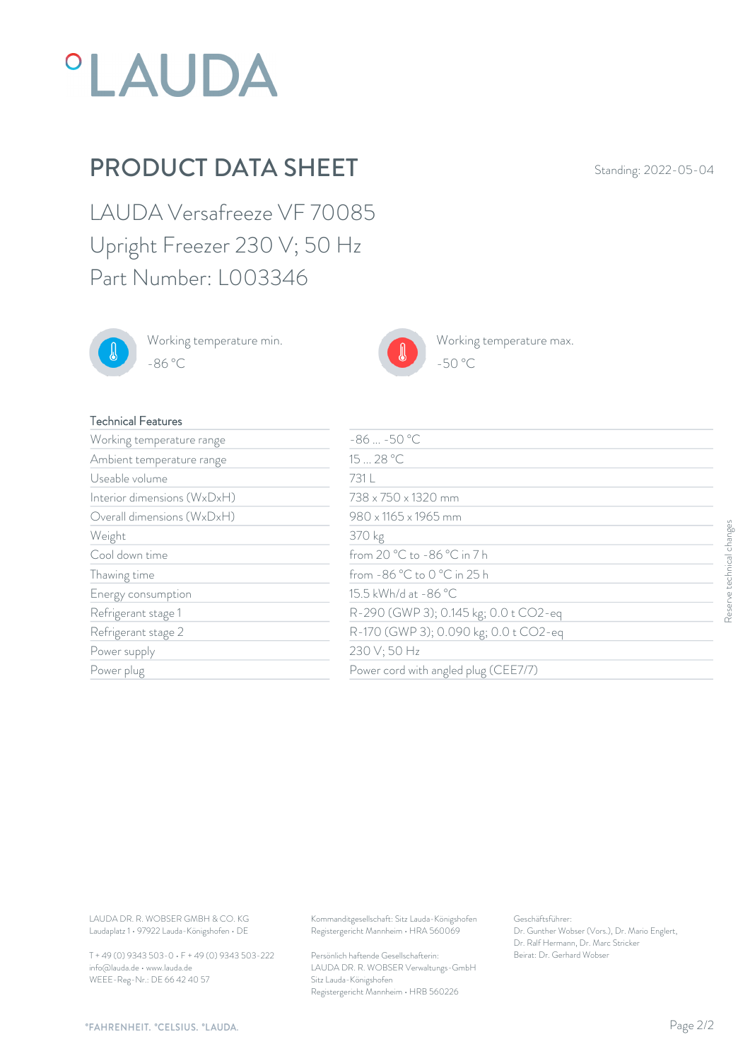# PRODUCT DATA SHEET

Standing: 2022-05-04

## LAUDA Versafreeze VF 70085
## Upright Freezer 230 V; 50 Hz
## Part Number: L003346

Working temperature min.
-86 °C

Working temperature max.
-50 °C

| Technical Features | |
|---|---|
| Working temperature range | -86 ... -50 °C |
| Ambient temperature range | 15 ... 28 °C |
| Useable volume | 731 L |
| Interior dimensions (WxDxH) | 738 x 750 x 1320 mm |
| Overall dimensions (WxDxH) | 980 x 1165 x 1965 mm |
| Weight | 370 kg |
| Cool down time | from 20 °C to -86 °C in 7 h |
| Thawing time | from -86 °C to 0 °C in 25 h |
| Energy consumption | 15.5 kWh/d at -86 °C |
| Refrigerant stage 1 | R-290 (GWP 3); 0.145 kg; 0.0 t $CO_2$-eq |
| Refrigerant stage 2 | R-170 (GWP 3); 0.090 kg; 0.0 t $CO_2$-eq |
| Power supply | 230 V; 50 Hz |
| Power plug | Power cord with angled plug (CEE7/7) |

Reserve technical changes

LAUDA DR. R. WOBSER GMBH & CO. KG
Laudaplatz 1 • 97922 Lauda-Königshofen • DE

T + 49 (0) 9343 503-0 • F + 49 (0) 9343 503-222
info@lauda.de • www.lauda.de
WEEE-Reg-Nr.: DE 66 42 40 57

Kommanditgesellschaft: Sitz Lauda-Königshofen
Registergericht Mannheim • HRA 560069

Persönlich haftende Gesellschafterin:
LAUDA DR. R. WOBSER Verwaltungs-GmbH
Sitz Lauda-Königshofen
Registergericht Mannheim • HRB 560226

Geschäftsführer:
Dr. Gunther Wobser (Vors.), Dr. Mario Englert,
Dr. Ralf Hermann, Dr. Marc Stricker
Beirat: Dr. Gerhard Wobser

°FAHRENHEIT. °CELSIUS. °LAUDA.